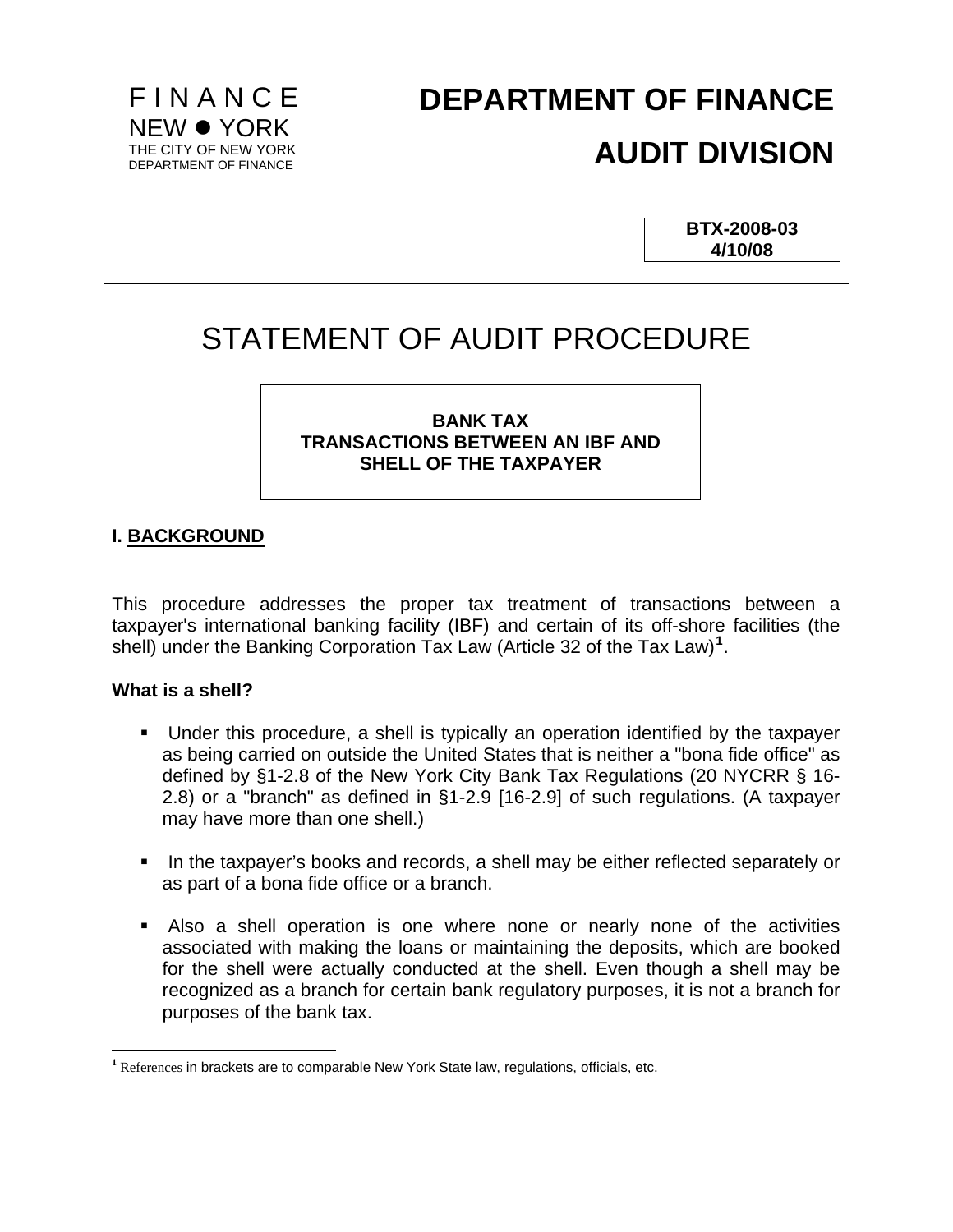FINANCE
NEW ● YORK
THE CITY OF NEW YORK
DEPARTMENT OF FINANCE

# DEPARTMENT OF FINANCE

# AUDIT DIVISION

**BTX-2008-03**
**4/10/08**

# STATEMENT OF AUDIT PROCEDURE

**BANK TAX**
**TRANSACTIONS BETWEEN AN IBF AND SHELL OF THE TAXPAYER**

## I. BACKGROUND

This procedure addresses the proper tax treatment of transactions between a taxpayer's international banking facility (IBF) and certain of its off-shore facilities (the shell) under the Banking Corporation Tax Law (Article 32 of the Tax Law)[1].

**What is a shell?**

- Under this procedure, a shell is typically an operation identified by the taxpayer as being carried on outside the United States that is neither a "bona fide office" as defined by §1-2.8 of the New York City Bank Tax Regulations (20 NYCRR § 16-2.8) or a "branch" as defined in §1-2.9 [16-2.9] of such regulations. (A taxpayer may have more than one shell.)
- In the taxpayer's books and records, a shell may be either reflected separately or as part of a bona fide office or a branch.
- Also a shell operation is one where none or nearly none of the activities associated with making the loans or maintaining the deposits, which are booked for the shell were actually conducted at the shell. Even though a shell may be recognized as a branch for certain bank regulatory purposes, it is not a branch for purposes of the bank tax.

[1] References in brackets are to comparable New York State law, regulations, officials, etc.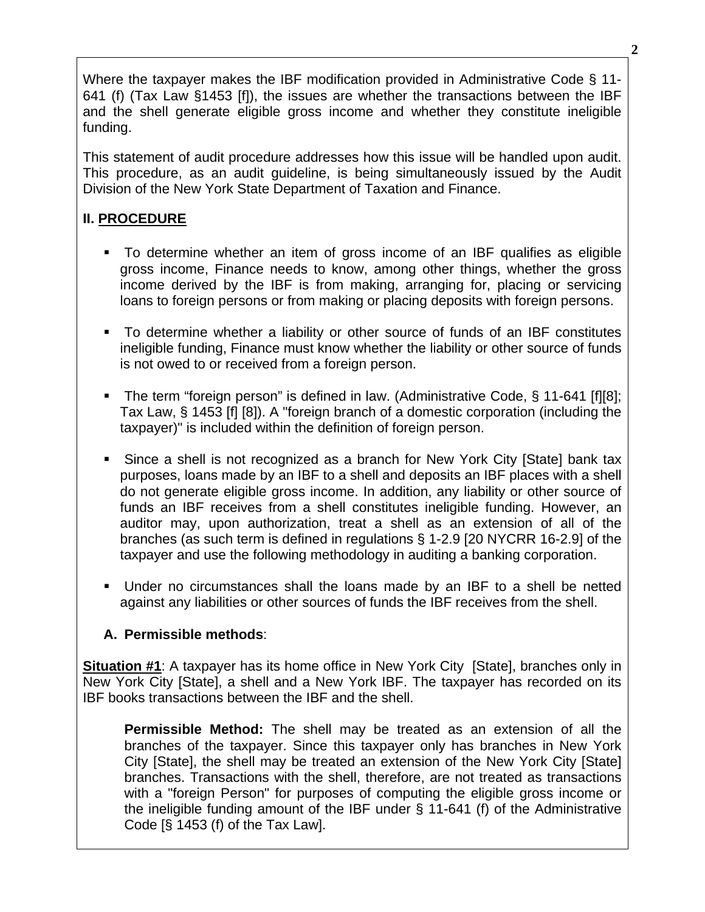Where the taxpayer makes the IBF modification provided in Administrative Code § 11-641 (f) (Tax Law §1453 [f]), the issues are whether the transactions between the IBF and the shell generate eligible gross income and whether they constitute ineligible funding.

This statement of audit procedure addresses how this issue will be handled upon audit. This procedure, as an audit guideline, is being simultaneously issued by the Audit Division of the New York State Department of Taxation and Finance.

## II. PROCEDURE

- To determine whether an item of gross income of an IBF qualifies as eligible gross income, Finance needs to know, among other things, whether the gross income derived by the IBF is from making, arranging for, placing or servicing loans to foreign persons or from making or placing deposits with foreign persons.
- To determine whether a liability or other source of funds of an IBF constitutes ineligible funding, Finance must know whether the liability or other source of funds is not owed to or received from a foreign person.
- The term "foreign person" is defined in law. (Administrative Code, § 11-641 [f][8]; Tax Law, § 1453 [f] [8]). A "foreign branch of a domestic corporation (including the taxpayer)" is included within the definition of foreign person.
- Since a shell is not recognized as a branch for New York City [State] bank tax purposes, loans made by an IBF to a shell and deposits an IBF places with a shell do not generate eligible gross income. In addition, any liability or other source of funds an IBF receives from a shell constitutes ineligible funding. However, an auditor may, upon authorization, treat a shell as an extension of all of the branches (as such term is defined in regulations § 1-2.9 [20 NYCRR 16-2.9] of the taxpayer and use the following methodology in auditing a banking corporation.
- Under no circumstances shall the loans made by an IBF to a shell be netted against any liabilities or other sources of funds the IBF receives from the shell.

### A. Permissible methods:

**Situation #1**: A taxpayer has its home office in New York City [State], branches only in New York City [State], a shell and a New York IBF. The taxpayer has recorded on its IBF books transactions between the IBF and the shell.

**Permissible Method:** The shell may be treated as an extension of all the branches of the taxpayer. Since this taxpayer only has branches in New York City [State], the shell may be treated an extension of the New York City [State] branches. Transactions with the shell, therefore, are not treated as transactions with a "foreign Person" for purposes of computing the eligible gross income or the ineligible funding amount of the IBF under § 11-641 (f) of the Administrative Code [§ 1453 (f) of the Tax Law].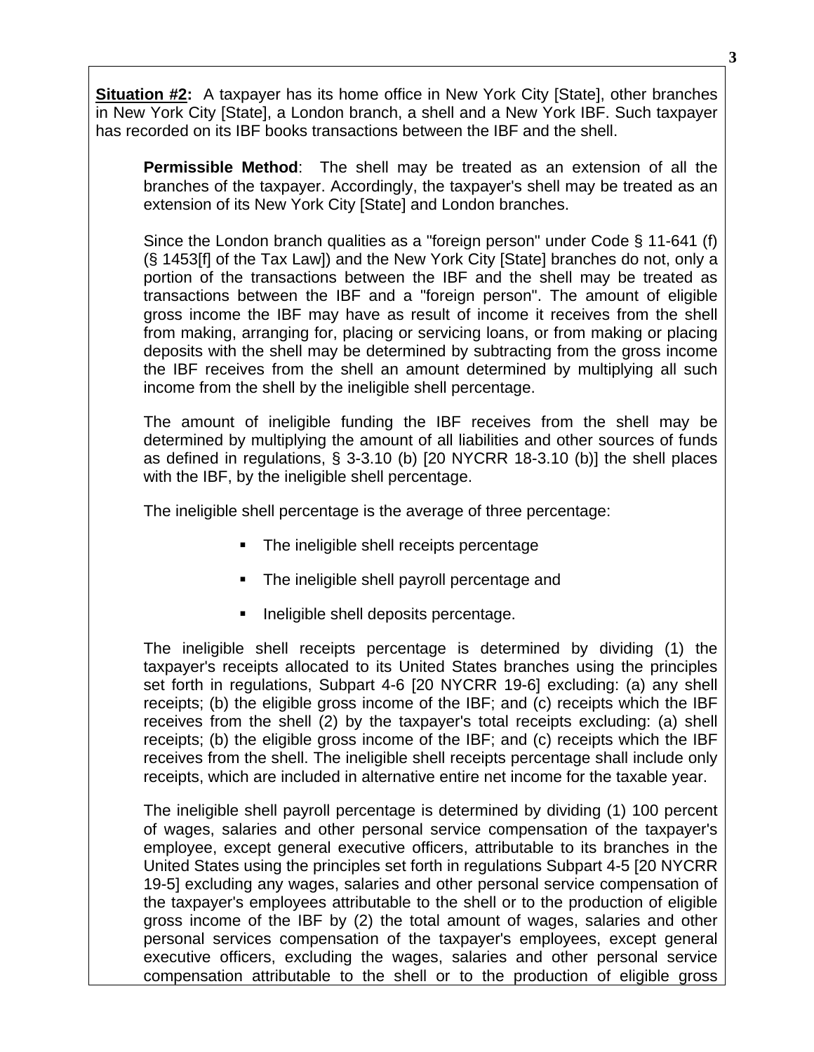**Situation #2:** A taxpayer has its home office in New York City [State], other branches in New York City [State], a London branch, a shell and a New York IBF. Such taxpayer has recorded on its IBF books transactions between the IBF and the shell.

**Permissible Method**: The shell may be treated as an extension of all the branches of the taxpayer. Accordingly, the taxpayer's shell may be treated as an extension of its New York City [State] and London branches.

Since the London branch qualities as a "foreign person" under Code § 11-641 (f) (§ 1453[f] of the Tax Law]) and the New York City [State] branches do not, only a portion of the transactions between the IBF and the shell may be treated as transactions between the IBF and a "foreign person". The amount of eligible gross income the IBF may have as result of income it receives from the shell from making, arranging for, placing or servicing loans, or from making or placing deposits with the shell may be determined by subtracting from the gross income the IBF receives from the shell an amount determined by multiplying all such income from the shell by the ineligible shell percentage.

The amount of ineligible funding the IBF receives from the shell may be determined by multiplying the amount of all liabilities and other sources of funds as defined in regulations, § 3-3.10 (b) [20 NYCRR 18-3.10 (b)] the shell places with the IBF, by the ineligible shell percentage.

The ineligible shell percentage is the average of three percentage:

- The ineligible shell receipts percentage
- The ineligible shell payroll percentage and
- Ineligible shell deposits percentage.

The ineligible shell receipts percentage is determined by dividing (1) the taxpayer's receipts allocated to its United States branches using the principles set forth in regulations, Subpart 4-6 [20 NYCRR 19-6] excluding: (a) any shell receipts; (b) the eligible gross income of the IBF; and (c) receipts which the IBF receives from the shell (2) by the taxpayer's total receipts excluding: (a) shell receipts; (b) the eligible gross income of the IBF; and (c) receipts which the IBF receives from the shell. The ineligible shell receipts percentage shall include only receipts, which are included in alternative entire net income for the taxable year.

The ineligible shell payroll percentage is determined by dividing (1) 100 percent of wages, salaries and other personal service compensation of the taxpayer's employee, except general executive officers, attributable to its branches in the United States using the principles set forth in regulations Subpart 4-5 [20 NYCRR 19-5] excluding any wages, salaries and other personal service compensation of the taxpayer's employees attributable to the shell or to the production of eligible gross income of the IBF by (2) the total amount of wages, salaries and other personal services compensation of the taxpayer's employees, except general executive officers, excluding the wages, salaries and other personal service compensation attributable to the shell or to the production of eligible gross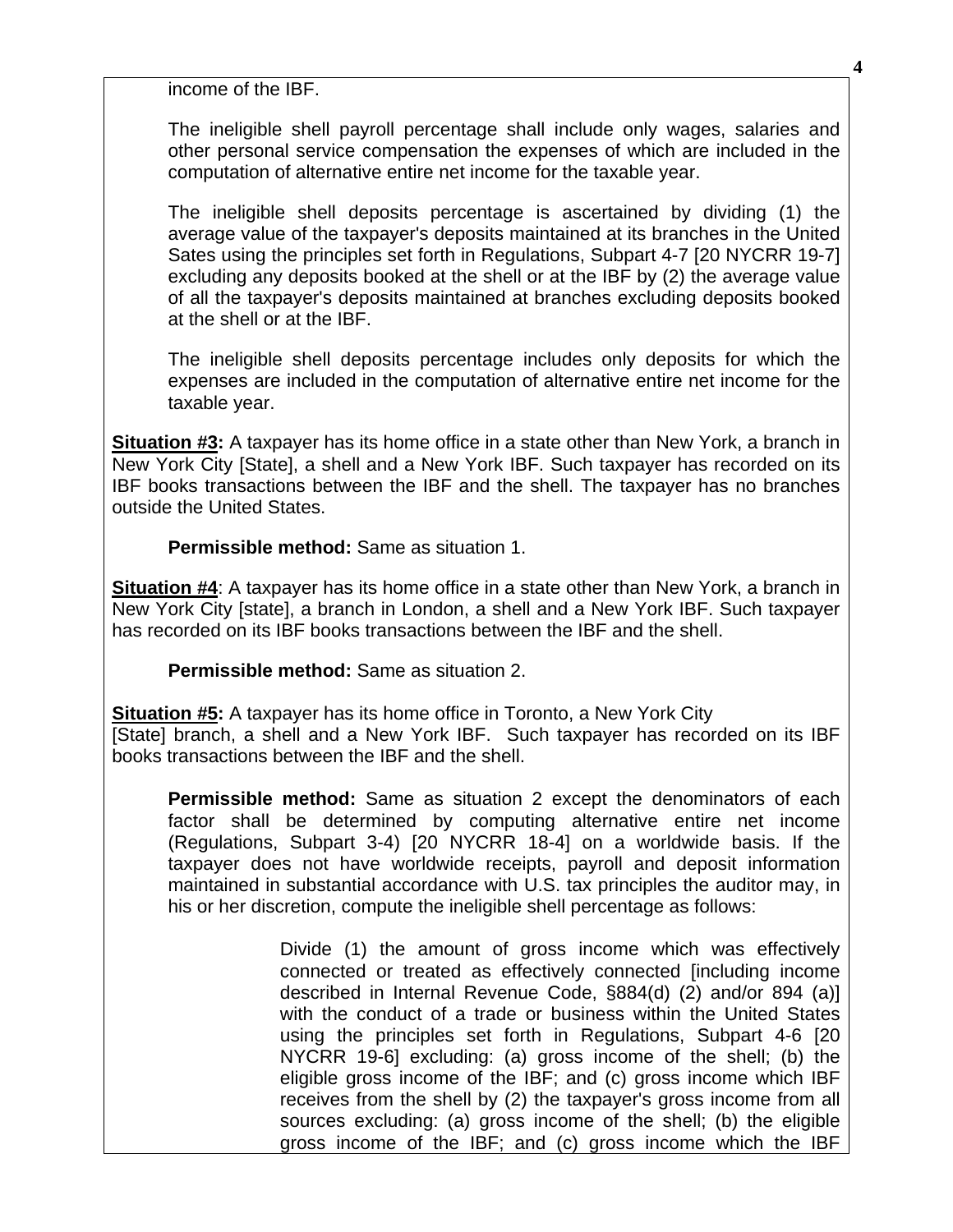income of the IBF.

The ineligible shell payroll percentage shall include only wages, salaries and other personal service compensation the expenses of which are included in the computation of alternative entire net income for the taxable year.

The ineligible shell deposits percentage is ascertained by dividing (1) the average value of the taxpayer's deposits maintained at its branches in the United Sates using the principles set forth in Regulations, Subpart 4-7 [20 NYCRR 19-7] excluding any deposits booked at the shell or at the IBF by (2) the average value of all the taxpayer's deposits maintained at branches excluding deposits booked at the shell or at the IBF.

The ineligible shell deposits percentage includes only deposits for which the expenses are included in the computation of alternative entire net income for the taxable year.

**Situation #3:** A taxpayer has its home office in a state other than New York, a branch in New York City [State], a shell and a New York IBF. Such taxpayer has recorded on its IBF books transactions between the IBF and the shell. The taxpayer has no branches outside the United States.

**Permissible method:** Same as situation 1.

**Situation #4**: A taxpayer has its home office in a state other than New York, a branch in New York City [state], a branch in London, a shell and a New York IBF. Such taxpayer has recorded on its IBF books transactions between the IBF and the shell.

**Permissible method:** Same as situation 2.

**Situation #5:** A taxpayer has its home office in Toronto, a New York City [State] branch, a shell and a New York IBF. Such taxpayer has recorded on its IBF books transactions between the IBF and the shell.

**Permissible method:** Same as situation 2 except the denominators of each factor shall be determined by computing alternative entire net income (Regulations, Subpart 3-4) [20 NYCRR 18-4] on a worldwide basis. If the taxpayer does not have worldwide receipts, payroll and deposit information maintained in substantial accordance with U.S. tax principles the auditor may, in his or her discretion, compute the ineligible shell percentage as follows:

Divide (1) the amount of gross income which was effectively connected or treated as effectively connected [including income described in Internal Revenue Code, §884(d) (2) and/or 894 (a)] with the conduct of a trade or business within the United States using the principles set forth in Regulations, Subpart 4-6 [20 NYCRR 19-6] excluding: (a) gross income of the shell; (b) the eligible gross income of the IBF; and (c) gross income which IBF receives from the shell by (2) the taxpayer's gross income from all sources excluding: (a) gross income of the shell; (b) the eligible gross income of the IBF; and (c) gross income which the IBF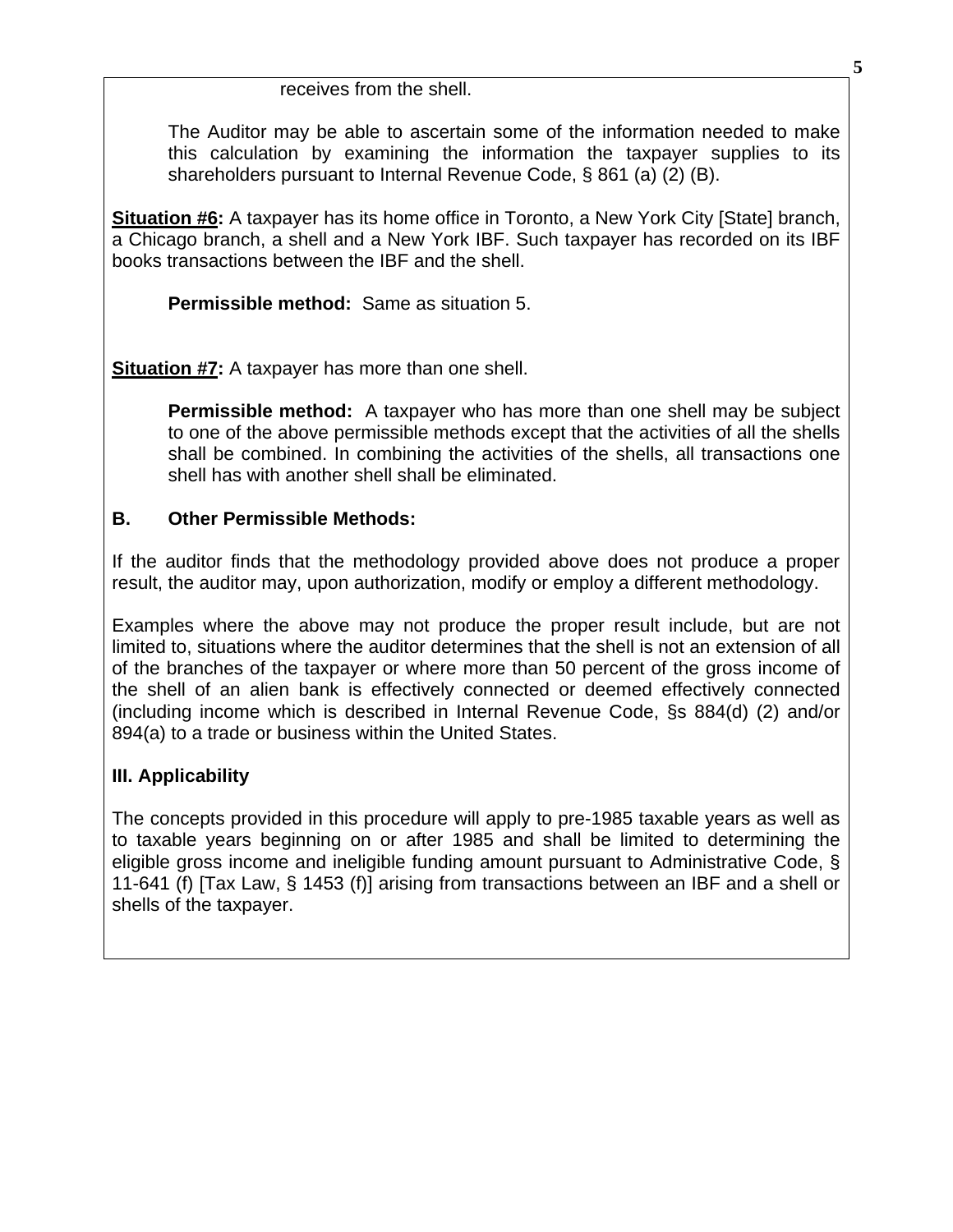receives from the shell.

The Auditor may be able to ascertain some of the information needed to make this calculation by examining the information the taxpayer supplies to its shareholders pursuant to Internal Revenue Code, § 861 (a) (2) (B).

**<u>Situation #6</u>:** A taxpayer has its home office in Toronto, a New York City [State] branch, a Chicago branch, a shell and a New York IBF. Such taxpayer has recorded on its IBF books transactions between the IBF and the shell.

**Permissible method:** Same as situation 5.

**<u>Situation #7</u>:** A taxpayer has more than one shell.

**Permissible method:** A taxpayer who has more than one shell may be subject to one of the above permissible methods except that the activities of all the shells shall be combined. In combining the activities of the shells, all transactions one shell has with another shell shall be eliminated.

### B. Other Permissible Methods:

If the auditor finds that the methodology provided above does not produce a proper result, the auditor may, upon authorization, modify or employ a different methodology.

Examples where the above may not produce the proper result include, but are not limited to, situations where the auditor determines that the shell is not an extension of all of the branches of the taxpayer or where more than 50 percent of the gross income of the shell of an alien bank is effectively connected or deemed effectively connected (including income which is described in Internal Revenue Code, §s 884(d) (2) and/or 894(a) to a trade or business within the United States.

## III. Applicability

The concepts provided in this procedure will apply to pre-1985 taxable years as well as to taxable years beginning on or after 1985 and shall be limited to determining the eligible gross income and ineligible funding amount pursuant to Administrative Code, § 11-641 (f) [Tax Law, § 1453 (f)] arising from transactions between an IBF and a shell or shells of the taxpayer.